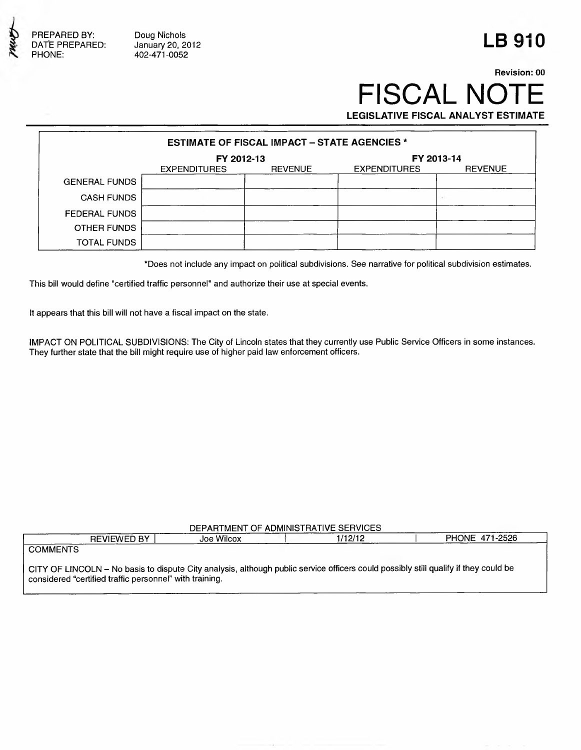PREPARED BY: Doug Nichols
DATE PREPARED: January 20, 2012
PHONE: 402-471-0052

# LB 910

**Revision: 00**

# FISCAL NOTE

**LEGISLATIVE FISCAL ANALYST ESTIMATE**

| ESTIMATE OF FISCAL IMPACT – STATE AGENCIES * | | | | |
|---|---|---|---|---|
| | FY 2012-13 | | FY 2013-14 | |
| | EXPENDITURES | REVENUE | EXPENDITURES | REVENUE |
| GENERAL FUNDS | | | | |
| CASH FUNDS | | | | |
| FEDERAL FUNDS | | | | |
| OTHER FUNDS | | | | |
| TOTAL FUNDS | | | | |

*Does not include any impact on political subdivisions. See narrative for political subdivision estimates.

This bill would define "certified traffic personnel" and authorize their use at special events.

It appears that this bill will not have a fiscal impact on the state.

IMPACT ON POLITICAL SUBDIVISIONS: The City of Lincoln states that they currently use Public Service Officers in some instances. They further state that the bill might require use of higher paid law enforcement officers.

DEPARTMENT OF ADMINISTRATIVE SERVICES

| REVIEWED BY | Joe Wilcox | 1/12/12 | PHONE 471-2526 |
|---|---|---|---|

COMMENTS

CITY OF LINCOLN – No basis to dispute City analysis, although public service officers could possibly still qualify if they could be considered "certified traffic personnel" with training.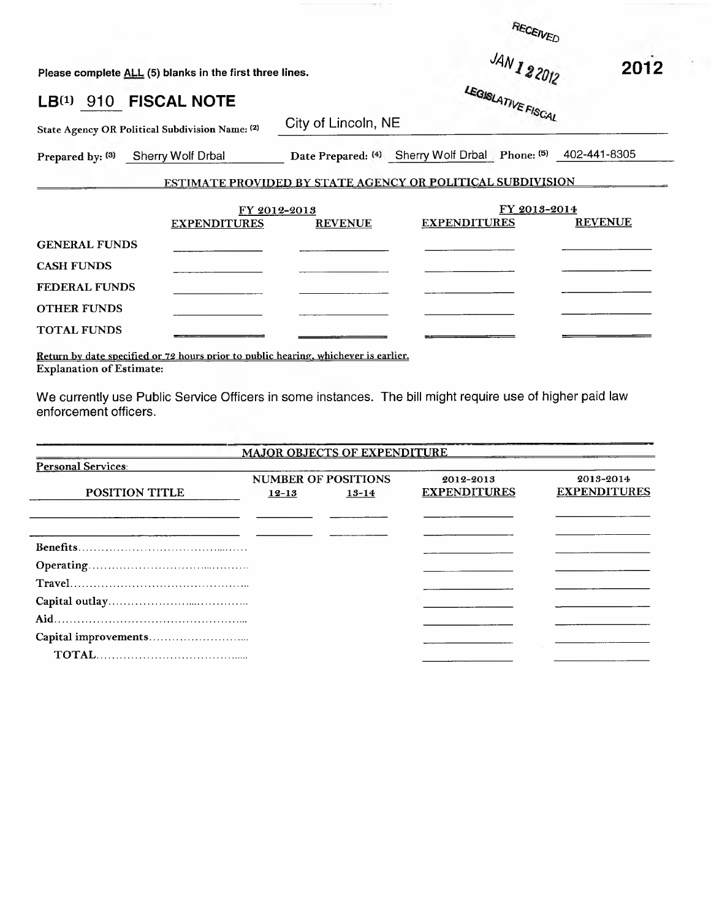RECEIVED

JAN 12 2012

LEGISLATIVE FISCAL

**2012**

Please complete ALL (5) blanks in the first three lines.

# LB[(1)] 910 FISCAL NOTE

State Agency OR Political Subdivision Name: [(2)] City of Lincoln, NE

Prepared by: [(3)] Sherry Wolf Drbal Date Prepared: [(4)] Sherry Wolf Drbal Phone: [(5)] 402-441-8305

ESTIMATE PROVIDED BY STATE AGENCY OR POLITICAL SUBDIVISION

| | FY 2012-2013 | | FY 2013-2014 | |
|---|---|---|---|---|
| | EXPENDITURES | REVENUE | EXPENDITURES | REVENUE |
| GENERAL FUNDS | | | | |
| CASH FUNDS | | | | |
| FEDERAL FUNDS | | | | |
| OTHER FUNDS | | | | |
| TOTAL FUNDS | | | | |

Return by date specified or 72 hours prior to public hearing, whichever is earlier.

Explanation of Estimate:

We currently use Public Service Officers in some instances. The bill might require use of higher paid law enforcement officers.

MAJOR OBJECTS OF EXPENDITURE

Personal Services:

| POSITION TITLE | NUMBER OF POSITIONS 12-13 | 13-14 | 2012-2013 EXPENDITURES | 2013-2014 EXPENDITURES |
|---|---|---|---|---|
| | | | | |
| | | | | |
| Benefits | | | | |
| Operating | | | | |
| Travel | | | | |
| Capital outlay | | | | |
| Aid | | | | |
| Capital improvements | | | | |
| TOTAL | | | | |